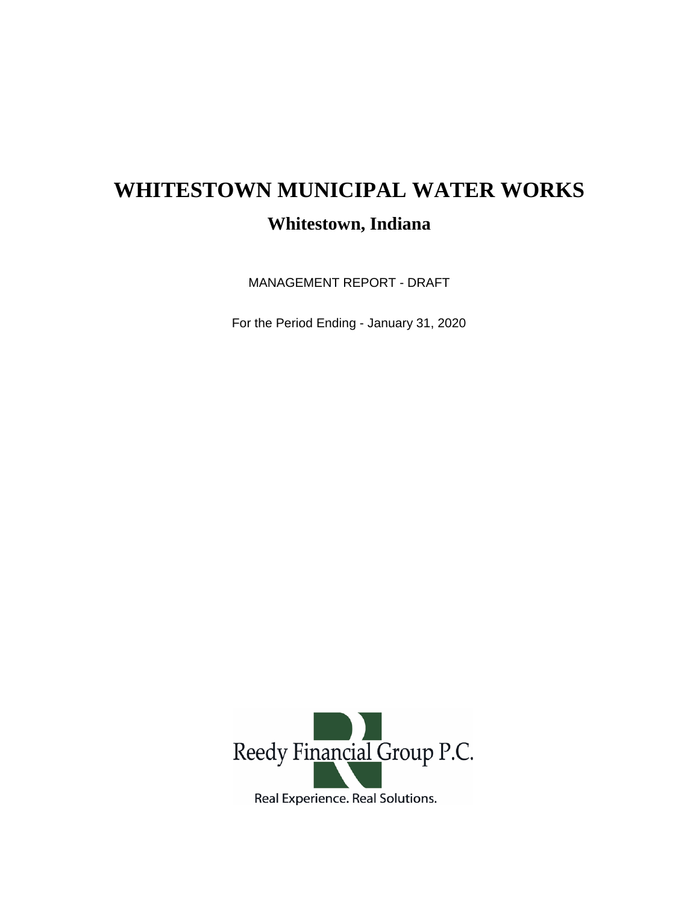# WHITESTOWN MUNICIPAL WATER WORKS

## Whitestown, Indiana

MANAGEMENT REPORT - DRAFT

For the Period Ending - January 31, 2020

Reedy Financial Group P.C.

Real Experience. Real Solutions.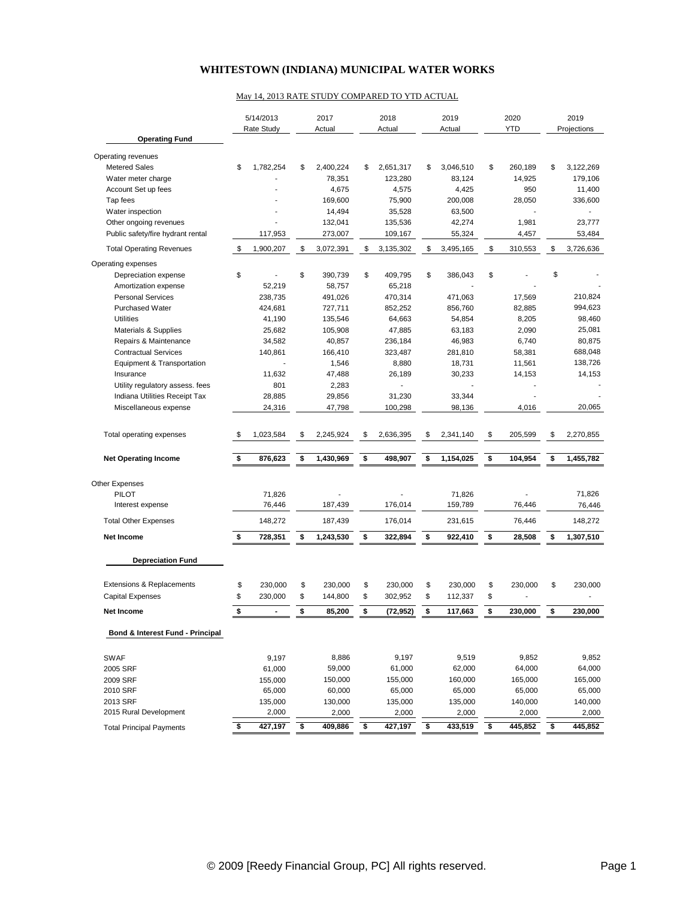# WHITESTOWN (INDIANA) MUNICIPAL WATER WORKS

May 14, 2013 RATE STUDY COMPARED TO YTD ACTUAL

| | 5/14/2013 Rate Study | 2017 Actual | 2018 Actual | 2019 Actual | 2020 YTD | 2019 Projections |
|---|---|---|---|---|---|---|
| **Operating Fund** | | | | | | |
| Operating revenues | | | | | | |
| Metered Sales | $ 1,782,254 | $ 2,400,224 | $ 2,651,317 | $ 3,046,510 | $ 260,189 | $ 3,122,269 |
| Water meter charge | - | 78,351 | 123,280 | 83,124 | 14,925 | 179,106 |
| Account Set up fees | - | 4,675 | 4,575 | 4,425 | 950 | 11,400 |
| Tap fees | - | 169,600 | 75,900 | 200,008 | 28,050 | 336,600 |
| Water inspection | - | 14,494 | 35,528 | 63,500 | - | - |
| Other ongoing revenues | - | 132,041 | 135,536 | 42,274 | 1,981 | 23,777 |
| Public safety/fire hydrant rental | 117,953 | 273,007 | 109,167 | 55,324 | 4,457 | 53,484 |
| Total Operating Revenues | $ 1,900,207 | $ 3,072,391 | $ 3,135,302 | $ 3,495,165 | $ 310,553 | $ 3,726,636 |
| Operating expenses | | | | | | |
| Depreciation expense | $ - | $ 390,739 | $ 409,795 | $ 386,043 | $ - | $ - |
| Amortization expense | 52,219 | 58,757 | 65,218 | - | - | - |
| Personal Services | 238,735 | 491,026 | 470,314 | 471,063 | 17,569 | 210,824 |
| Purchased Water | 424,681 | 727,711 | 852,252 | 856,760 | 82,885 | 994,623 |
| Utilities | 41,190 | 135,546 | 64,663 | 54,854 | 8,205 | 98,460 |
| Materials & Supplies | 25,682 | 105,908 | 47,885 | 63,183 | 2,090 | 25,081 |
| Repairs & Maintenance | 34,582 | 40,857 | 236,184 | 46,983 | 6,740 | 80,875 |
| Contractual Services | 140,861 | 166,410 | 323,487 | 281,810 | 58,381 | 688,048 |
| Equipment & Transportation | - | 1,546 | 8,880 | 18,731 | 11,561 | 138,726 |
| Insurance | 11,632 | 47,488 | 26,189 | 30,233 | 14,153 | 14,153 |
| Utility regulatory assess. fees | 801 | 2,283 | - | - | - | - |
| Indiana Utilities Receipt Tax | 28,885 | 29,856 | 31,230 | 33,344 | - | - |
| Miscellaneous expense | 24,316 | 47,798 | 100,298 | 98,136 | 4,016 | 20,065 |
| Total operating expenses | $ 1,023,584 | $ 2,245,924 | $ 2,636,395 | $ 2,341,140 | $ 205,599 | $ 2,270,855 |
| **Net Operating Income** | **$ 876,623** | **$ 1,430,969** | **$ 498,907** | **$ 1,154,025** | **$ 104,954** | **$ 1,455,782** |
| Other Expenses | | | | | | |
| PILOT | 71,826 | - | - | 71,826 | - | 71,826 |
| Interest expense | 76,446 | 187,439 | 176,014 | 159,789 | 76,446 | 76,446 |
| Total Other Expenses | 148,272 | 187,439 | 176,014 | 231,615 | 76,446 | 148,272 |
| **Net Income** | **$ 728,351** | **$ 1,243,530** | **$ 322,894** | **$ 922,410** | **$ 28,508** | **$ 1,307,510** |
| **Depreciation Fund** | | | | | | |
| Extensions & Replacements | $ 230,000 | $ 230,000 | $ 230,000 | $ 230,000 | $ 230,000 | $ 230,000 |
| Capital Expenses | $ 230,000 | $ 144,800 | $ 302,952 | $ 112,337 | $ - | - |
| **Net Income** | **$ -** | **$ 85,200** | **$ (72,952)** | **$ 117,663** | **$ 230,000** | **$ 230,000** |
| **Bond & Interest Fund - Principal** | | | | | | |
| SWAF | 9,197 | 8,886 | 9,197 | 9,519 | 9,852 | 9,852 |
| 2005 SRF | 61,000 | 59,000 | 61,000 | 62,000 | 64,000 | 64,000 |
| 2009 SRF | 155,000 | 150,000 | 155,000 | 160,000 | 165,000 | 165,000 |
| 2010 SRF | 65,000 | 60,000 | 65,000 | 65,000 | 65,000 | 65,000 |
| 2013 SRF | 135,000 | 130,000 | 135,000 | 135,000 | 140,000 | 140,000 |
| 2015 Rural Development | 2,000 | 2,000 | 2,000 | 2,000 | 2,000 | 2,000 |
| Total Principal Payments | **$ 427,197** | **$ 409,886** | **$ 427,197** | **$ 433,519** | **$ 445,852** | **$ 445,852** |

© 2009 [Reedy Financial Group, PC] All rights reserved.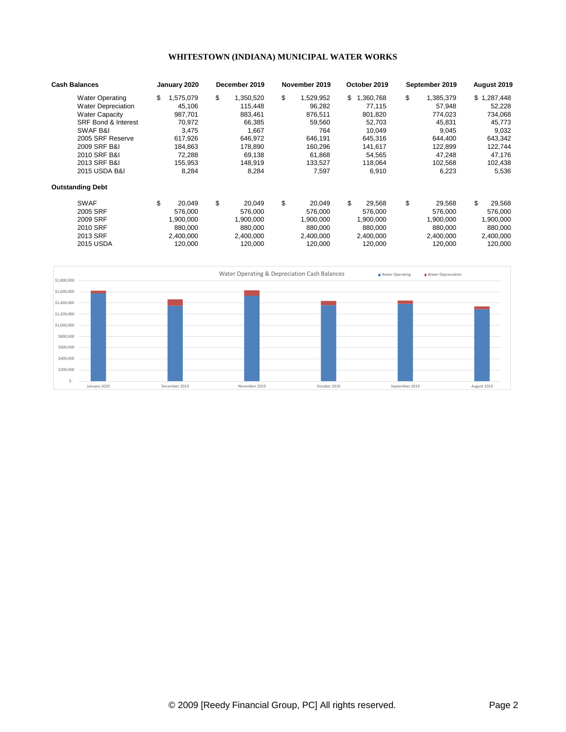# WHITESTOWN (INDIANA) MUNICIPAL WATER WORKS

| Cash Balances | January 2020 | December 2019 | November 2019 | October 2019 | September 2019 | August 2019 |
|---|---|---|---|---|---|---|
| Water Operating | $ 1,575,079 | $ 1,350,520 | $ 1,529,952 | $ 1,360,768 | $ 1,385,379 | $ 1,287,448 |
| Water Depreciation | 45,106 | 115,448 | 96,282 | 77,115 | 57,948 | 52,228 |
| Water Capacity | 987,701 | 883,461 | 876,511 | 801,820 | 774,023 | 734,068 |
| SRF Bond & Interest | 70,972 | 66,385 | 59,560 | 52,703 | 45,831 | 45,773 |
| SWAF B&I | 3,475 | 1,667 | 764 | 10,049 | 9,045 | 9,032 |
| 2005 SRF Reserve | 617,926 | 646,972 | 646,191 | 645,316 | 644,400 | 643,342 |
| 2009 SRF B&I | 184,863 | 178,890 | 160,296 | 141,617 | 122,899 | 122,744 |
| 2010 SRF B&I | 72,288 | 69,138 | 61,868 | 54,565 | 47,248 | 47,176 |
| 2013 SRF B&I | 155,953 | 148,919 | 133,527 | 118,064 | 102,568 | 102,438 |
| 2015 USDA B&I | 8,284 | 8,284 | 7,597 | 6,910 | 6,223 | 5,536 |
| **Outstanding Debt** | | | | | | |
| SWAF | $ 20,049 | $ 20,049 | $ 20,049 | $ 29,568 | $ 29,568 | $ 29,568 |
| 2005 SRF | 576,000 | 576,000 | 576,000 | 576,000 | 576,000 | 576,000 |
| 2009 SRF | 1,900,000 | 1,900,000 | 1,900,000 | 1,900,000 | 1,900,000 | 1,900,000 |
| 2010 SRF | 880,000 | 880,000 | 880,000 | 880,000 | 880,000 | 880,000 |
| 2013 SRF | 2,400,000 | 2,400,000 | 2,400,000 | 2,400,000 | 2,400,000 | 2,400,000 |
| 2015 USDA | 120,000 | 120,000 | 120,000 | 120,000 | 120,000 | 120,000 |

Water Operating & Depreciation Cash Balances

Water Operating
Water Depreciation

$1,800,000
$1,600,000
$1,400,000
$1,200,000
$1,000,000
$800,000
$600,000
$400,000
$200,000
$-

January 2020
December 2019
November 2019
October 2019
September 2019
August 2019

© 2009 [Reedy Financial Group, PC] All rights reserved.